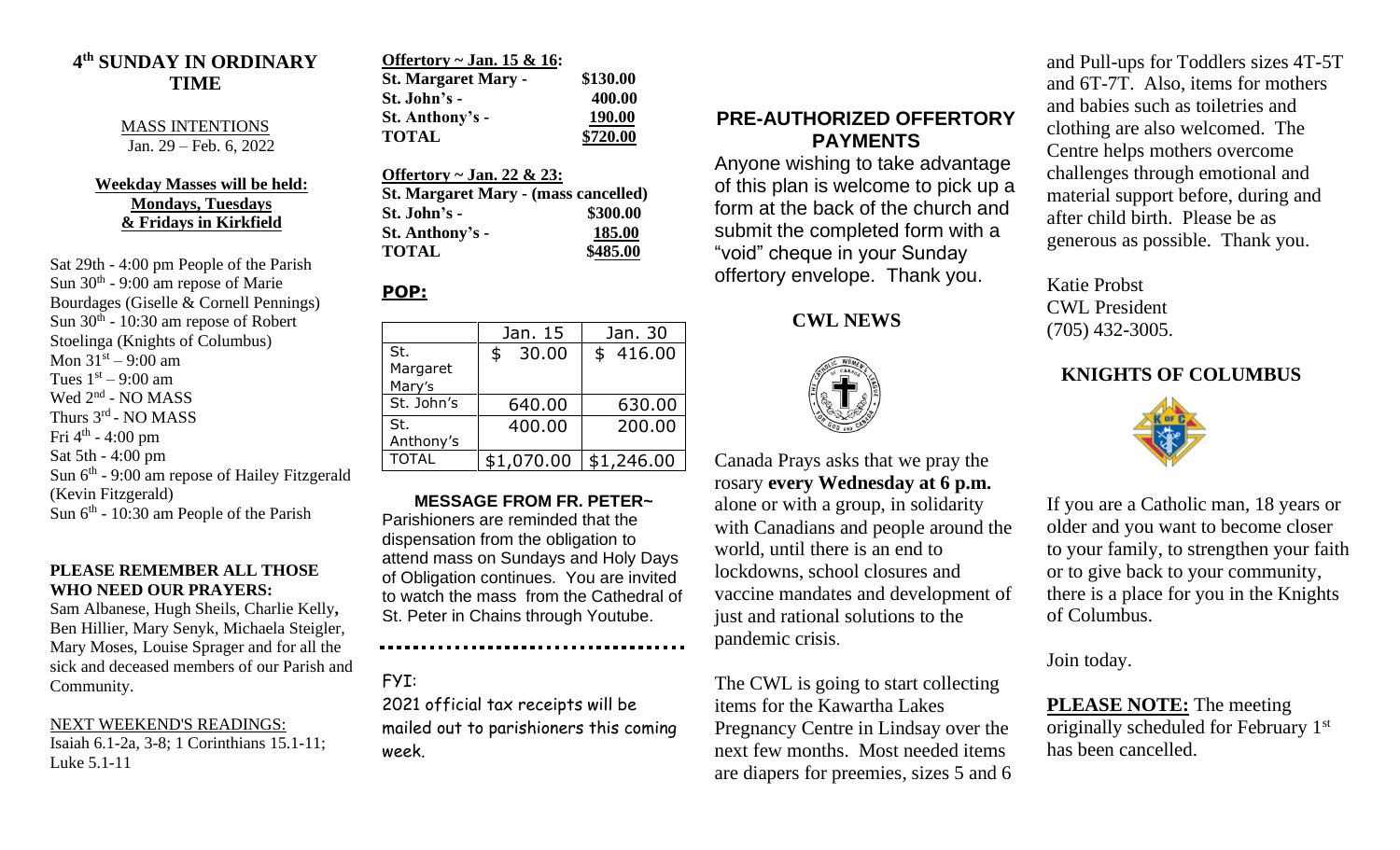## 4th SUNDAY IN ORDINARY TIME

MASS INTENTIONS
Jan. 29 – Feb. 6, 2022

**Weekday Masses will be held: Mondays, Tuesdays & Fridays in Kirkfield**

Sat 29th - 4:00 pm People of the Parish
Sun 30th - 9:00 am repose of Marie Bourdages (Giselle & Cornell Pennings)
Sun 30th - 10:30 am repose of Robert Stoelinga (Knights of Columbus)
Mon 31st – 9:00 am
Tues 1st – 9:00 am
Wed 2nd - NO MASS
Thurs 3rd - NO MASS
Fri 4th - 4:00 pm
Sat 5th - 4:00 pm
Sun 6th - 9:00 am repose of Hailey Fitzgerald (Kevin Fitzgerald)
Sun 6th - 10:30 am People of the Parish

**PLEASE REMEMBER ALL THOSE WHO NEED OUR PRAYERS:**
Sam Albanese, Hugh Sheils, Charlie Kelly, Ben Hillier, Mary Senyk, Michaela Steigler, Mary Moses, Louise Sprager and for all the sick and deceased members of our Parish and Community.

NEXT WEEKEND'S READINGS:
Isaiah 6.1-2a, 3-8; 1 Corinthians 15.1-11; Luke 5.1-11

**Offertory ~ Jan. 15 & 16:**

| | |
|---|---|
| **St. Margaret Mary -** | **$130.00** |
| **St. John's -** | **400.00** |
| **St. Anthony's -** | **190.00** |
| **TOTAL** | **$720.00** |

**Offertory ~ Jan. 22 & 23:**

| | |
|---|---|
| **St. Margaret Mary - (mass cancelled)** | |
| **St. John's -** | **$300.00** |
| **St. Anthony's -** | **185.00** |
| **TOTAL** | **$485.00** |

**POP:**

| | Jan. 15 | Jan. 30 |
|---|---|---|
| St. Margaret Mary's | $ 30.00 | $ 416.00 |
| St. John's | 640.00 | 630.00 |
| St. Anthony's | 400.00 | 200.00 |
| TOTAL | $1,070.00 | $1,246.00 |

**MESSAGE FROM FR. PETER~**
Parishioners are reminded that the dispensation from the obligation to attend mass on Sundays and Holy Days of Obligation continues. You are invited to watch the mass from the Cathedral of St. Peter in Chains through Youtube.

FYI:
2021 official tax receipts will be mailed out to parishioners this coming week.

### PRE-AUTHORIZED OFFERTORY PAYMENTS

Anyone wishing to take advantage of this plan is welcome to pick up a form at the back of the church and submit the completed form with a "void" cheque in your Sunday offertory envelope. Thank you.

### CWL NEWS

Canada Prays asks that we pray the rosary **every Wednesday at 6 p.m.** alone or with a group, in solidarity with Canadians and people around the world, until there is an end to lockdowns, school closures and vaccine mandates and development of just and rational solutions to the pandemic crisis.

The CWL is going to start collecting items for the Kawartha Lakes Pregnancy Centre in Lindsay over the next few months. Most needed items are diapers for preemies, sizes 5 and 6 and Pull-ups for Toddlers sizes 4T-5T and 6T-7T. Also, items for mothers and babies such as toiletries and clothing are also welcomed. The Centre helps mothers overcome challenges through emotional and material support before, during and after child birth. Please be as generous as possible. Thank you.

Katie Probst
CWL President
(705) 432-3005.

### KNIGHTS OF COLUMBUS

If you are a Catholic man, 18 years or older and you want to become closer to your family, to strengthen your faith or to give back to your community, there is a place for you in the Knights of Columbus.

Join today.

**PLEASE NOTE:** The meeting originally scheduled for February 1st has been cancelled.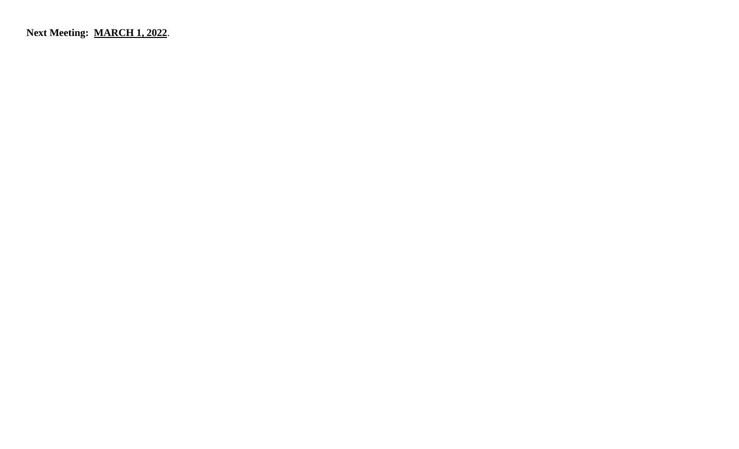**Next Meeting:  MARCH 1, 2022**.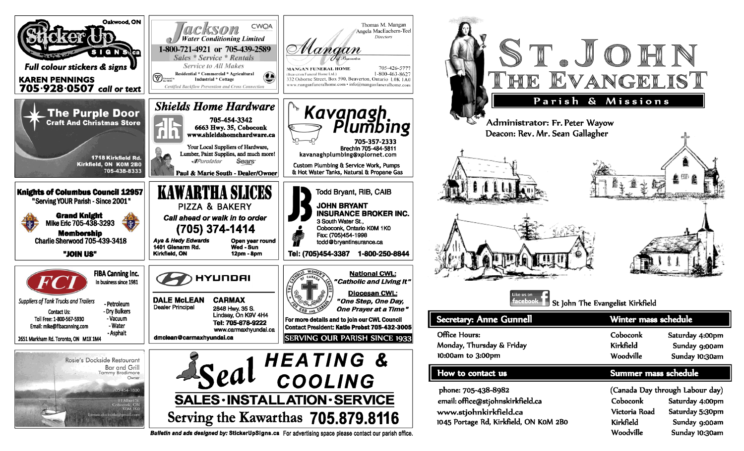Oakwood, ON

**Sticker Up SIGNS .ca**

*Full colour stickers & signs*

**KAREN PENNINGS**
**705·928·0507** *call or text*

---

**Jackson Water Conditioning Limited** CWQA

1-800-721-4921 or 705-439-2589

*Sales * Service * Rentals*

*Service to All Makes*

Residential * Commercial * Agricultural
Industrial * Cottage

*Certified Backflow Prevention and Cross Connection*

---

Thomas M. Mangan
Angela MacEachern-Teel
*Directors*

**Mangan** *of Beaverton*

MANGAN FUNERAL HOME 705-426-5777
(Beaverton Funeral Home Ltd.) 1-800-463-8627
332 Osborne Street, Box 590, Beaverton, Ontario L0K 1A0
www.manganfuneralhome.com • info@manganfuneralhome.com

---

**The Purple Door**
**Craft And Christmas Store**

1718 Kirkfield Rd.
Kirkfield, ON K0M 2B0
705-438-8333

---

***Shields Home Hardware***

705-454-3342
6663 Hwy. 35, Coboconk
www.shieldshomehardware.ca

Your Local Suppliers of Hardware, Lumber, Paint Supplies, and much more!

Purolator Sears

**Paul & Marie South - Dealer/Owner**

---

**Kavanagh Plumbing**

705-357-2333
Brechin 705-484-5811
kavanaghplumbing@xplornet.com

Custom Plumbing & Service Work, Pumps
& Hot Water Tanks, Natural & Propane Gas

---

**Knights of Columbus Council 12957**
"Serving YOUR Parish - Since 2001"

**Grand Knight**
Mike Eric 705-438-3293

**Membership**
Charlie Sherwood 705-439-3418

**"JOIN US"**

---

**KAWARTHA SLICES**
PIZZA & BAKERY

*Call ahead or walk in to order*

**(705) 374-1414**

*Aya & Hedy Edwards*
1401 Glenarm Rd.
Kirkfield, ON

*Open year round*
Wed - Sun
12pm - 8pm

---

Todd Bryant, RIB, CAIB

**JOHN BRYANT INSURANCE BROKER INC.**
3 South Water St.,
Coboconk, Ontario K0M 1K0
Fax: (705)454-1998
todd@bryantinsurance.ca

Tel: (705)454-3387 1-800-250-8844

---

**FCI**

**FIBA Canning Inc.**
In business since 1981

*Suppliers of Tank Trucks and Trailers*

- Petroleum
- Dry Bulkers
- Vacuum
- Water
- Asphalt

Contact Us:
Toll Free: 1-800-567-5930
Email: mike@fibacanning.com

2651 Markham Rd. Toronto, ON M1X 1M4

---

**HYUNDAI**

**DALE McLEAN**
Dealer Principal

**CARMAX**
2848 Hwy. 35 S.
Lindsay, On K9V 4H4
**Tel: 705-878-9222**
www.carmaxhyundai.ca

dmclean@carmaxhyundai.ca

---

**National CWL:**
*"Catholic and Living It"*

**Diocesan CWL:**
*"One Step, One Day, One Prayer at a Time"*

**For more details and to join our CWL Council Contact President: Katie Probst 705-432-3005**

SERVING OUR PARISH SINCE 1933

---

Rosie's Dockside Restaurant
Bar and Grill
Tammy Brodimore
Owner

705-454-1800

11 Albert St.
Coboconk, ON
K0M 1K0

Tamss.dockside@gmail.com

---

**Seal HEATING & COOLING**

**SALES·INSTALLATION·SERVICE**

**Serving the Kawarthas 705.879.8116**

---

*Bulletin and ads designed by:* **StickerUpSigns.ca** For advertising space please contact our parish office.

---

# ST. JOHN THE EVANGELIST

## Parish & Missions

Administrator: Fr. Peter Wayow
Deacon: Rev. Mr. Sean Gallagher

Like us on facebook — St John The Evangelist Kirkfield

### Secretary: Anne Gunnell

Office Hours:
Monday, Thursday & Friday
10:00am to 3:00pm

### How to contact us

phone: 705-438-8982
email: office@stjohnskirkfield.ca
www.stjohnkirkfield.ca
1045 Portage Rd, Kirkfield, ON K0M 2B0

### Winter mass schedule

| | |
|---|---|
| Coboconk | Saturday 4:00pm |
| Kirkfield | Sunday 9:00am |
| Woodville | Sunday 10:30am |

### Summer mass schedule

(Canada Day through Labour day)

| | |
|---|---|
| Coboconk | Saturday 4:00pm |
| Victoria Road | Saturday 5:30pm |
| Kirkfield | Sunday 9:00am |
| Woodville | Sunday 10:30am |